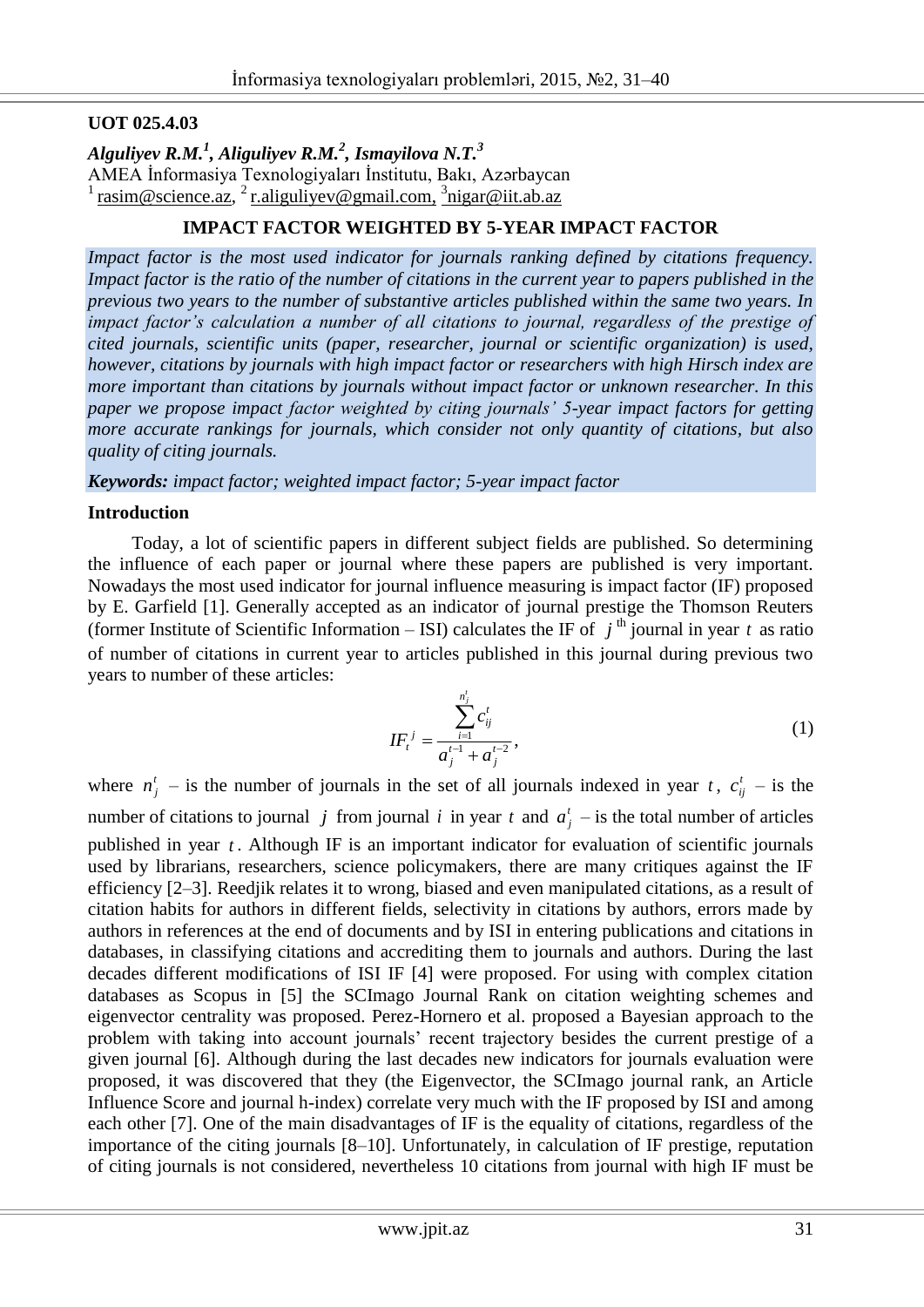**UOT 025.4.03**

***Alguliyev R.M.[1], Aliguliyev R.M.[2], Ismayilova N.T.[3]***
AMEA İnformasiya Texnologiyaları İnstitutu, Bakı, Azərbaycan
[1] rasim@science.az, [2] r.aliguliyev@gmail.com, [3]nigar@iit.ab.az

## IMPACT FACTOR WEIGHTED BY 5-YEAR IMPACT FACTOR

*Impact factor is the most used indicator for journals ranking defined by citations frequency. Impact factor is the ratio of the number of citations in the current year to papers published in the previous two years to the number of substantive articles published within the same two years. In impact factor's calculation a number of all citations to journal, regardless of the prestige of cited journals, scientific units (paper, researcher, journal or scientific organization) is used, however, citations by journals with high impact factor or researchers with high Hirsch index are more important than citations by journals without impact factor or unknown researcher. In this paper we propose impact factor weighted by citing journals' 5-year impact factors for getting more accurate rankings for journals, which consider not only quantity of citations, but also quality of citing journals.*

***Keywords:*** *impact factor; weighted impact factor; 5-year impact factor*

### Introduction

Today, a lot of scientific papers in different subject fields are published. So determining the influence of each paper or journal where these papers are published is very important. Nowadays the most used indicator for journal influence measuring is impact factor (IF) proposed by E. Garfield [1]. Generally accepted as an indicator of journal prestige the Thomson Reuters (former Institute of Scientific Information – ISI) calculates the IF of $j^{\text{th}}$ journal in year $t$ as ratio of number of citations in current year to articles published in this journal during previous two years to number of these articles:

$$IF_t^j = \frac{\sum_{i=1}^{n_j^t} c_{ij}^t}{a_j^{t-1} + a_j^{t-2}}, \tag{1}$$

where $n_j^t$ – is the number of journals in the set of all journals indexed in year $t$, $c_{ij}^t$ – is the number of citations to journal $j$ from journal $i$ in year $t$ and $a_j^t$ – is the total number of articles published in year $t$. Although IF is an important indicator for evaluation of scientific journals used by librarians, researchers, science policymakers, there are many critiques against the IF efficiency [2–3]. Reedjik relates it to wrong, biased and even manipulated citations, as a result of citation habits for authors in different fields, selectivity in citations by authors, errors made by authors in references at the end of documents and by ISI in entering publications and citations in databases, in classifying citations and accrediting them to journals and authors. During the last decades different modifications of ISI IF [4] were proposed. For using with complex citation databases as Scopus in [5] the SCImago Journal Rank on citation weighting schemes and eigenvector centrality was proposed. Perez-Hornero et al. proposed a Bayesian approach to the problem with taking into account journals' recent trajectory besides the current prestige of a given journal [6]. Although during the last decades new indicators for journals evaluation were proposed, it was discovered that they (the Eigenvector, the SCImago journal rank, an Article Influence Score and journal h-index) correlate very much with the IF proposed by ISI and among each other [7]. One of the main disadvantages of IF is the equality of citations, regardless of the importance of the citing journals [8–10]. Unfortunately, in calculation of IF prestige, reputation of citing journals is not considered, nevertheless 10 citations from journal with high IF must be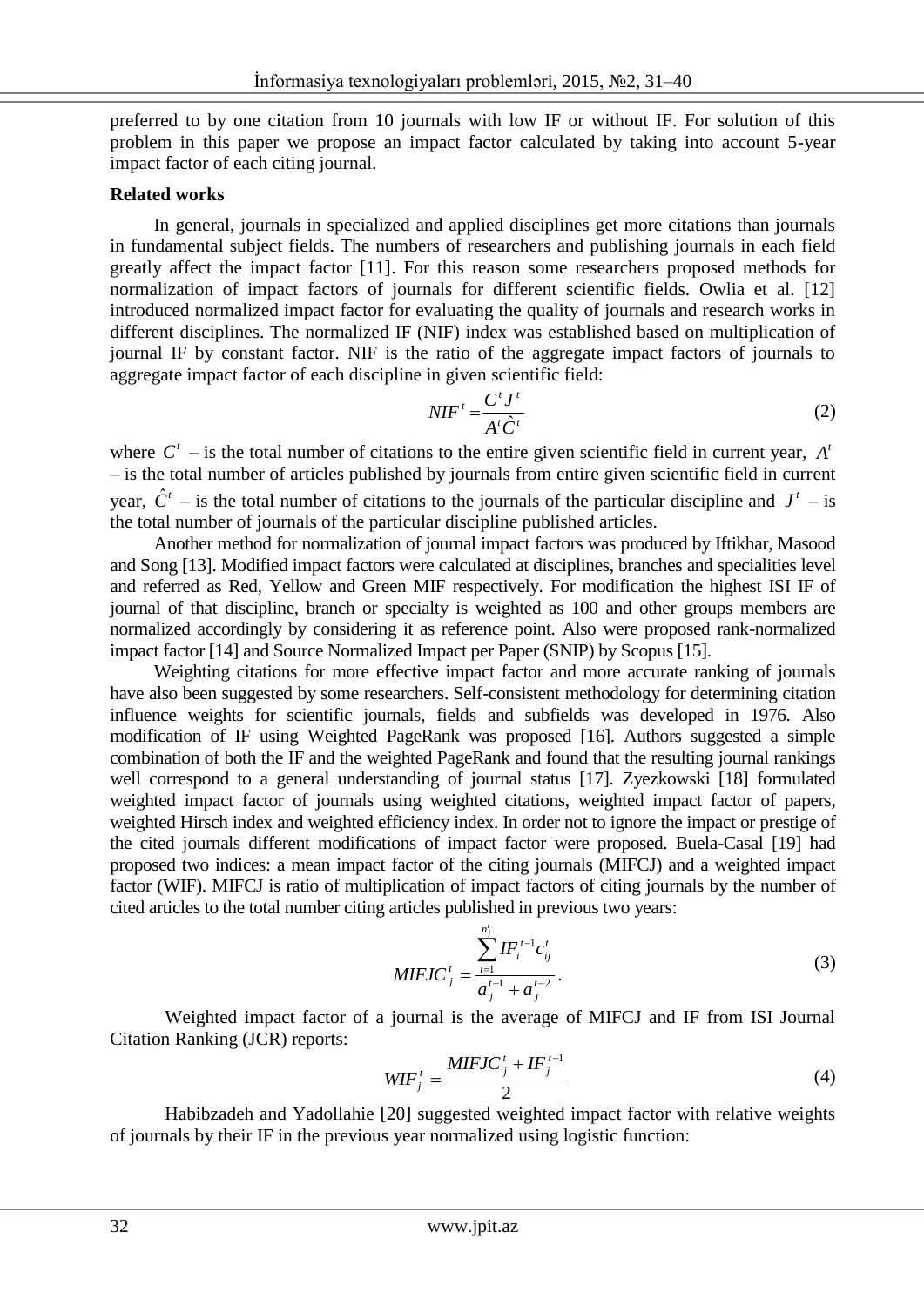preferred to by one citation from 10 journals with low IF or without IF. For solution of this problem in this paper we propose an impact factor calculated by taking into account 5-year impact factor of each citing journal.

**Related works**

In general, journals in specialized and applied disciplines get more citations than journals in fundamental subject fields. The numbers of researchers and publishing journals in each field greatly affect the impact factor [11]. For this reason some researchers proposed methods for normalization of impact factors of journals for different scientific fields. Owlia et al. [12] introduced normalized impact factor for evaluating the quality of journals and research works in different disciplines. The normalized IF (NIF) index was established based on multiplication of journal IF by constant factor. NIF is the ratio of the aggregate impact factors of journals to aggregate impact factor of each discipline in given scientific field:

$$NIF^t = \frac{C^t J^t}{A^t \hat{C}^t} \tag{2}$$

where $C^t$ – is the total number of citations to the entire given scientific field in current year, $A^t$ – is the total number of articles published by journals from entire given scientific field in current year, $\hat{C}^t$ – is the total number of citations to the journals of the particular discipline and $J^t$ – is the total number of journals of the particular discipline published articles.

Another method for normalization of journal impact factors was produced by Iftikhar, Masood and Song [13]. Modified impact factors were calculated at disciplines, branches and specialities level and referred as Red, Yellow and Green MIF respectively. For modification the highest ISI IF of journal of that discipline, branch or specialty is weighted as 100 and other groups members are normalized accordingly by considering it as reference point. Also were proposed rank-normalized impact factor [14] and Source Normalized Impact per Paper (SNIP) by Scopus [15].

Weighting citations for more effective impact factor and more accurate ranking of journals have also been suggested by some researchers. Self-consistent methodology for determining citation influence weights for scientific journals, fields and subfields was developed in 1976. Also modification of IF using Weighted PageRank was proposed [16]. Authors suggested a simple combination of both the IF and the weighted PageRank and found that the resulting journal rankings well correspond to a general understanding of journal status [17]. Zyezkowski [18] formulated weighted impact factor of journals using weighted citations, weighted impact factor of papers, weighted Hirsch index and weighted efficiency index. In order not to ignore the impact or prestige of the cited journals different modifications of impact factor were proposed. Buela-Casal [19] had proposed two indices: a mean impact factor of the citing journals (MIFCJ) and a weighted impact factor (WIF). MIFCJ is ratio of multiplication of impact factors of citing journals by the number of cited articles to the total number citing articles published in previous two years:

$$MIFJC_j^t = \frac{\sum_{i=1}^{n_j^t} IF_i^{t-1} c_{ij}^t}{a_j^{t-1} + a_j^{t-2}}. \tag{3}$$

Weighted impact factor of a journal is the average of MIFCJ and IF from ISI Journal Citation Ranking (JCR) reports:

$$WIF_j^t = \frac{MIFJC_j^t + IF_j^{t-1}}{2} \tag{4}$$

Habibzadeh and Yadollahie [20] suggested weighted impact factor with relative weights of journals by their IF in the previous year normalized using logistic function: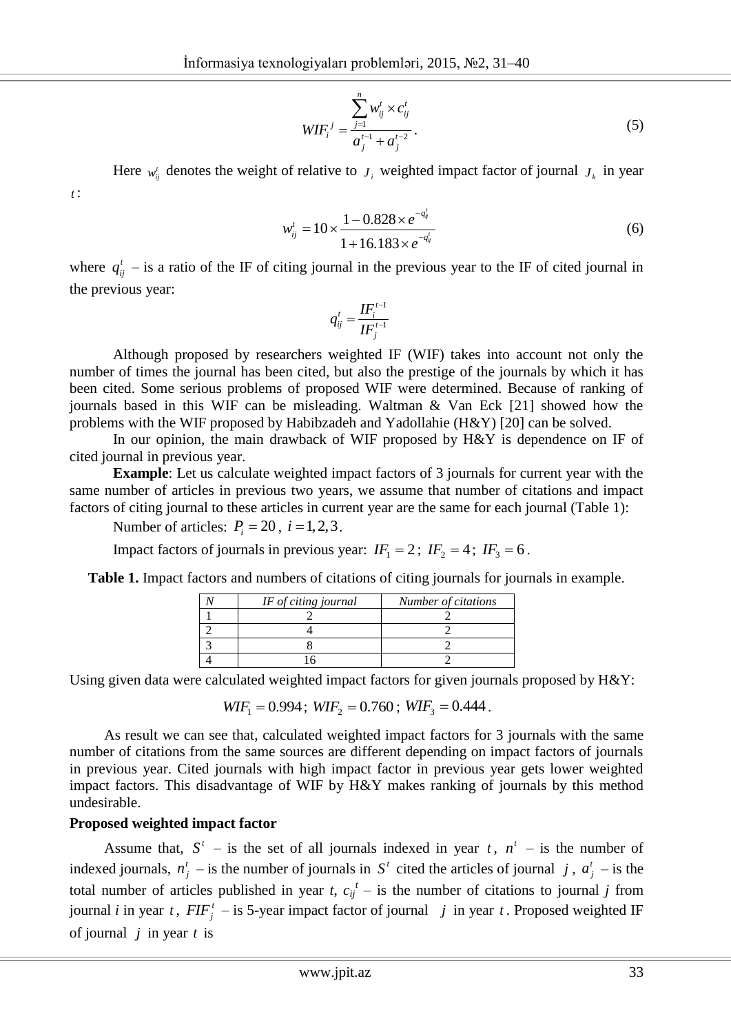$$WIF_i^{\ j} = \frac{\sum_{j=1}^{n} w_{ij}^t \times c_{ij}^t}{a_j^{t-1} + a_j^{t-2}}. \tag{5}$$

Here $w_{ij}^t$ denotes the weight of relative to $J_i$ weighted impact factor of journal $J_k$ in year $t$:

$$w_{ij}^t = 10 \times \frac{1 - 0.828 \times e^{-q_{ij}^t}}{1 + 16.183 \times e^{-q_{ij}^t}} \tag{6}$$

where $q_{ij}^t$ – is a ratio of the IF of citing journal in the previous year to the IF of cited journal in the previous year:

$$q_{ij}^t = \frac{IF_i^{t-1}}{IF_j^{t-1}}$$

Although proposed by researchers weighted IF (WIF) takes into account not only the number of times the journal has been cited, but also the prestige of the journals by which it has been cited. Some serious problems of proposed WIF were determined. Because of ranking of journals based in this WIF can be misleading. Waltman & Van Eck [21] showed how the problems with the WIF proposed by Habibzadeh and Yadollahie (H&Y) [20] can be solved.

In our opinion, the main drawback of WIF proposed by H&Y is dependence on IF of cited journal in previous year.

**Example**: Let us calculate weighted impact factors of 3 journals for current year with the same number of articles in previous two years, we assume that number of citations and impact factors of citing journal to these articles in current year are the same for each journal (Table 1):

Number of articles: $P_i = 20$, $i = 1, 2, 3$.

Impact factors of journals in previous year: $IF_1 = 2$; $IF_2 = 4$; $IF_3 = 6$.

**Table 1.** Impact factors and numbers of citations of citing journals for journals in example.

| *N* | *IF of citing journal* | *Number of citations* |
|---|---|---|
| 1 | 2 | 2 |
| 2 | 4 | 2 |
| 3 | 8 | 2 |
| 4 | 16 | 2 |

Using given data were calculated weighted impact factors for given journals proposed by H&Y:

$$WIF_1 = 0.994;\ WIF_2 = 0.760;\ WIF_3 = 0.444.$$

As result we can see that, calculated weighted impact factors for 3 journals with the same number of citations from the same sources are different depending on impact factors of journals in previous year. Cited journals with high impact factor in previous year gets lower weighted impact factors. This disadvantage of WIF by H&Y makes ranking of journals by this method undesirable.

**Proposed weighted impact factor**

Assume that, $S^t$ – is the set of all journals indexed in year $t$, $n^t$ – is the number of indexed journals, $n_j^t$ – is the number of journals in $S^t$ cited the articles of journal $j$, $a_j^t$ – is the total number of articles published in year $t$, $c_{ij}^{\ t}$ – is the number of citations to journal $j$ from journal $i$ in year $t$, $FIF_j^{\ t}$ – is 5-year impact factor of journal $j$ in year $t$. Proposed weighted IF of journal $j$ in year $t$ is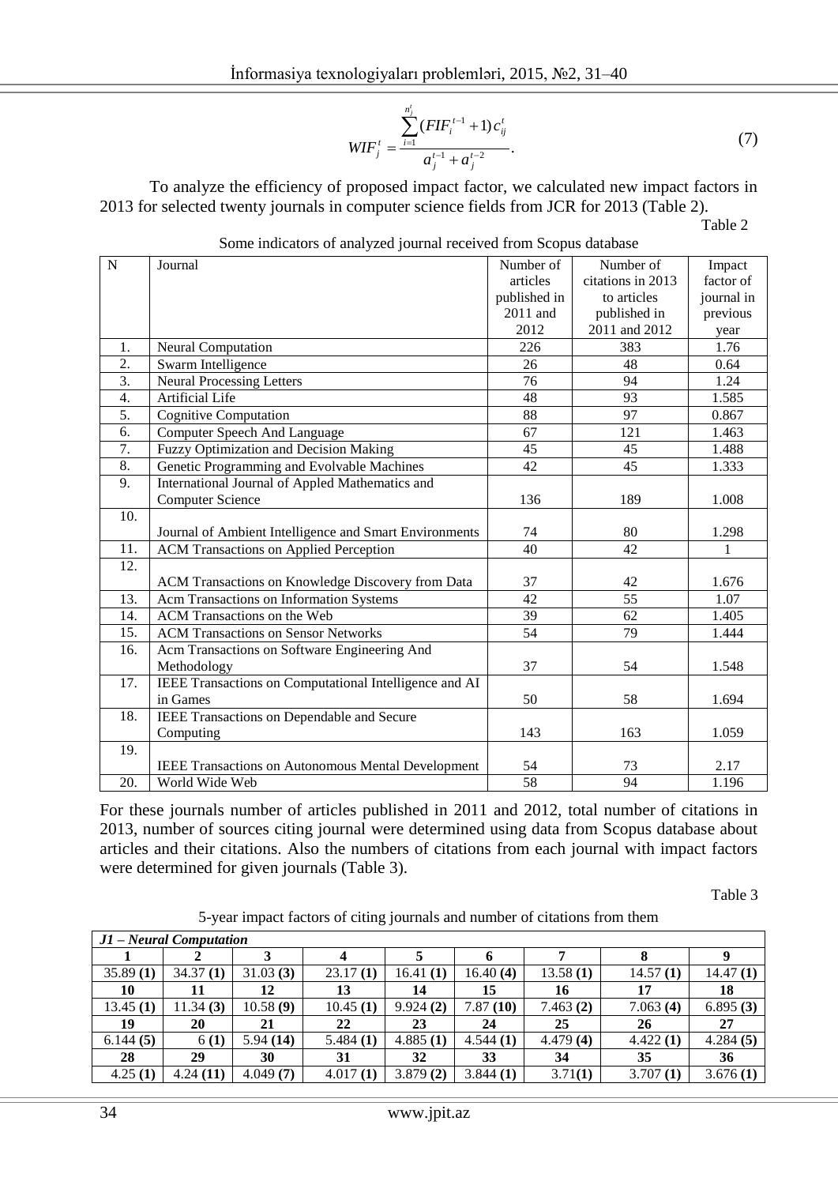$$WIF_j^t = \frac{\sum_{i=1}^{n_j^t} (FIF_i^{t-1} + 1) c_{ij}^t}{a_j^{t-1} + a_j^{t-2}}. \quad (7)$$

To analyze the efficiency of proposed impact factor, we calculated new impact factors in 2013 for selected twenty journals in computer science fields from JCR for 2013 (Table 2).

Table 2

Some indicators of analyzed journal received from Scopus database

| N | Journal | Number of articles published in 2011 and 2012 | Number of citations in 2013 to articles published in 2011 and 2012 | Impact factor of journal in previous year |
|---|---|---|---|---|
| 1. | Neural Computation | 226 | 383 | 1.76 |
| 2. | Swarm Intelligence | 26 | 48 | 0.64 |
| 3. | Neural Processing Letters | 76 | 94 | 1.24 |
| 4. | Artificial Life | 48 | 93 | 1.585 |
| 5. | Cognitive Computation | 88 | 97 | 0.867 |
| 6. | Computer Speech And Language | 67 | 121 | 1.463 |
| 7. | Fuzzy Optimization and Decision Making | 45 | 45 | 1.488 |
| 8. | Genetic Programming and Evolvable Machines | 42 | 45 | 1.333 |
| 9. | International Journal of Appled Mathematics and Computer Science | 136 | 189 | 1.008 |
| 10. | Journal of Ambient Intelligence and Smart Environments | 74 | 80 | 1.298 |
| 11. | ACM Transactions on Applied Perception | 40 | 42 | 1 |
| 12. | ACM Transactions on Knowledge Discovery from Data | 37 | 42 | 1.676 |
| 13. | Acm Transactions on Information Systems | 42 | 55 | 1.07 |
| 14. | ACM Transactions on the Web | 39 | 62 | 1.405 |
| 15. | ACM Transactions on Sensor Networks | 54 | 79 | 1.444 |
| 16. | Acm Transactions on Software Engineering And Methodology | 37 | 54 | 1.548 |
| 17. | IEEE Transactions on Computational Intelligence and AI in Games | 50 | 58 | 1.694 |
| 18. | IEEE Transactions on Dependable and Secure Computing | 143 | 163 | 1.059 |
| 19. | IEEE Transactions on Autonomous Mental Development | 54 | 73 | 2.17 |
| 20. | World Wide Web | 58 | 94 | 1.196 |

For these journals number of articles published in 2011 and 2012, total number of citations in 2013, number of sources citing journal were determined using data from Scopus database about articles and their citations. Also the numbers of citations from each journal with impact factors were determined for given journals (Table 3).

Table 3

5-year impact factors of citing journals and number of citations from them

| *J1 – Neural Computation* | | | | | | | | |
|---|---|---|---|---|---|---|---|---|
| **1** | **2** | **3** | **4** | **5** | **6** | **7** | **8** | **9** |
| 35.89 **(1)** | 34.37 **(1)** | 31.03 **(3)** | 23.17 **(1)** | 16.41 **(1)** | 16.40 **(4)** | 13.58 **(1)** | 14.57 **(1)** | 14.47 **(1)** |
| **10** | **11** | **12** | **13** | **14** | **15** | **16** | **17** | **18** |
| 13.45 **(1)** | 11.34 **(3)** | 10.58 **(9)** | 10.45 **(1)** | 9.924 **(2)** | 7.87 **(10)** | 7.463 **(2)** | 7.063 **(4)** | 6.895 **(3)** |
| **19** | **20** | **21** | **22** | **23** | **24** | **25** | **26** | **27** |
| 6.144 **(5)** | 6 **(1)** | 5.94 **(14)** | 5.484 **(1)** | 4.885 **(1)** | 4.544 **(1)** | 4.479 **(4)** | 4.422 **(1)** | 4.284 **(5)** |
| **28** | **29** | **30** | **31** | **32** | **33** | **34** | **35** | **36** |
| 4.25 **(1)** | 4.24 **(11)** | 4.049 **(7)** | 4.017 **(1)** | 3.879 **(2)** | 3.844 **(1)** | 3.71**(1)** | 3.707 **(1)** | 3.676 **(1)** |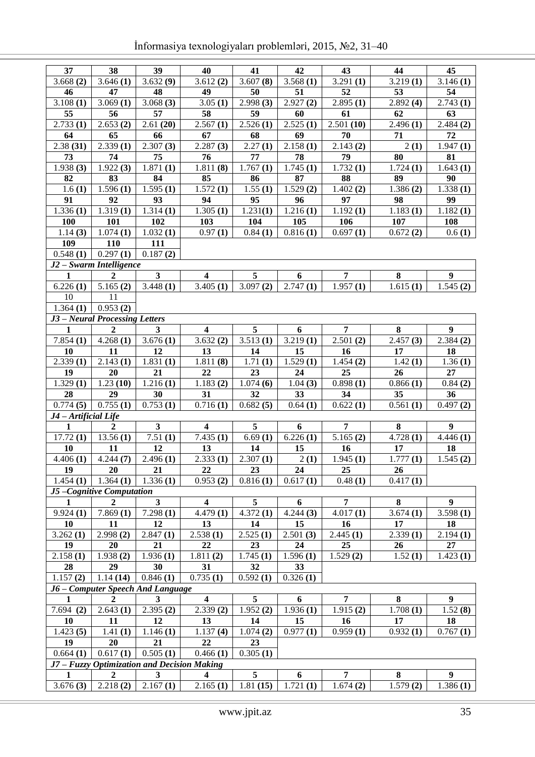| 37 | 38 | 39 | 40 | 41 | 42 | 43 | 44 | 45 |
|---|---|---|---|---|---|---|---|---|
| 3.668 **(2)** | 3.646 **(1)** | 3.632 **(9)** | 3.612 **(2)** | 3.607 **(8)** | 3.568 **(1)** | 3.291 **(1)** | 3.219 **(1)** | 3.146 **(1)** |
| **46** | **47** | **48** | **49** | **50** | **51** | **52** | **53** | **54** |
| 3.108 **(1)** | 3.069 **(1)** | 3.068 **(3)** | 3.05 **(1)** | 2.998 **(3)** | 2.927 **(2)** | 2.895 **(1)** | 2.892 **(4)** | 2.743 **(1)** |
| **55** | **56** | **57** | **58** | **59** | **60** | **61** | **62** | **63** |
| 2.733 **(1)** | 2.653 **(2)** | 2.61 **(20)** | 2.567 **(1)** | 2.526 **(1)** | 2.525 **(1)** | 2.501 **(10)** | 2.496 **(1)** | 2.484 **(2)** |
| **64** | **65** | **66** | **67** | **68** | **69** | **70** | **71** | **72** |
| 2.38 **(31)** | 2.339 **(1)** | 2.307 **(3)** | 2.287 **(3)** | 2.27 **(1)** | 2.158 **(1)** | 2.143 **(2)** | 2 **(1)** | 1.947 **(1)** |
| **73** | **74** | **75** | **76** | **77** | **78** | **79** | **80** | **81** |
| 1.938 **(3)** | 1.922 **(3)** | 1.871 **(1)** | 1.811 **(8)** | 1.767 **(1)** | 1.745 **(1)** | 1.732 **(1)** | 1.724 **(1)** | 1.643 **(1)** |
| **82** | **83** | **84** | **85** | **86** | **87** | **88** | **89** | **90** |
| 1.6 **(1)** | 1.596 **(1)** | 1.595 **(1)** | 1.572 **(1)** | 1.55 **(1)** | 1.529 **(2)** | 1.402 **(2)** | 1.386 **(2)** | 1.338 **(1)** |
| **91** | **92** | **93** | **94** | **95** | **96** | **97** | **98** | **99** |
| 1.336 **(1)** | 1.319 **(1)** | 1.314 **(1)** | 1.305 **(1)** | 1.231**(1)** | 1.216 **(1)** | 1.192 **(1)** | 1.183 **(1)** | 1.182 **(1)** |
| **100** | **101** | **102** | **103** | **104** | **105** | **106** | **107** | **108** |
| 1.14 **(3)** | 1.074 **(1)** | 1.032 **(1)** | 0.97 **(1)** | 0.84 **(1)** | 0.816 **(1)** | 0.697 **(1)** | 0.672 **(2)** | 0.6 **(1)** |
| **109** | **110** | **111** | | | | | | |
| 0.548 **(1)** | 0.297 **(1)** | 0.187 **(2)** | | | | | | |
| ***J2 – Swarm Intelligence*** | | | | | | | | |
| **1** | **2** | **3** | **4** | **5** | **6** | **7** | **8** | **9** |
| 6.226 **(1)** | 5.165 **(2)** | 3.448 **(1)** | 3.405 **(1)** | 3.097 **(2)** | 2.747 **(1)** | 1.957 **(1)** | 1.615 **(1)** | 1.545 **(2)** |
| 10 | 11 | | | | | | | |
| 1.364 **(1)** | 0.953 **(2)** | | | | | | | |
| ***J3 – Neural Processing Letters*** | | | | | | | | |
| **1** | **2** | **3** | **4** | **5** | **6** | **7** | **8** | **9** |
| 7.854 **(1)** | 4.268 **(1)** | 3.676 **(1)** | 3.632 **(2)** | 3.513 **(1)** | 3.219 **(1)** | 2.501 **(2)** | 2.457 **(3)** | 2.384 **(2)** |
| **10** | **11** | **12** | **13** | **14** | **15** | **16** | **17** | **18** |
| 2.339 **(1)** | 2.143 **(1)** | 1.831 **(1)** | 1.811 **(8)** | 1.71 **(1)** | 1.529 **(1)** | 1.454 **(2)** | 1.42 **(1)** | 1.36 **(1)** |
| **19** | **20** | **21** | **22** | **23** | **24** | **25** | **26** | **27** |
| 1.329 **(1)** | 1.23 **(10)** | 1.216 **(1)** | 1.183 **(2)** | 1.074 **(6)** | 1.04 **(3)** | 0.898 **(1)** | 0.866 **(1)** | 0.84 **(2)** |
| **28** | **29** | **30** | **31** | **32** | **33** | **34** | **35** | **36** |
| 0.774 **(5)** | 0.755 **(1)** | 0.753 **(1)** | 0.716 **(1)** | 0.682 **(5)** | 0.64 **(1)** | 0.622 **(1)** | 0.561 **(1)** | 0.497 **(2)** |
| ***J4 – Artificial Life*** | | | | | | | | |
| **1** | **2** | **3** | **4** | **5** | **6** | **7** | **8** | **9** |
| 17.72 **(1)** | 13.56 **(1)** | 7.51 **(1)** | 7.435 **(1)** | 6.69 **(1)** | 6.226 **(1)** | 5.165 **(2)** | 4.728 **(1)** | 4.446 **(1)** |
| **10** | **11** | **12** | **13** | **14** | **15** | **16** | **17** | **18** |
| 4.406 **(1)** | 4.244 **(7)** | 2.496 **(1)** | 2.333 **(1)** | 2.307 **(1)** | 2 **(1)** | 1.945 **(1)** | 1.777 **(1)** | 1.545 **(2)** |
| **19** | **20** | **21** | **22** | **23** | **24** | **25** | **26** | |
| 1.454 **(1)** | 1.364 **(1)** | 1.336 **(1)** | 0.953 **(2)** | 0.816 **(1)** | 0.617 **(1)** | 0.48 **(1)** | 0.417 **(1)** | |
| ***J5 –Cognitive Computation*** | | | | | | | | |
| **1** | **2** | **3** | **4** | **5** | **6** | **7** | **8** | **9** |
| 9.924 **(1)** | 7.869 **(1)** | 7.298 **(1)** | 4.479 **(1)** | 4.372 **(1)** | 4.244 **(3)** | 4.017 **(1)** | 3.674 **(1)** | 3.598 **(1)** |
| **10** | **11** | **12** | **13** | **14** | **15** | **16** | **17** | **18** |
| 3.262 **(1)** | 2.998 **(2)** | 2.847 **(1)** | 2.538 **(1)** | 2.525 **(1)** | 2.501 **(3)** | 2.445 **(1)** | 2.339 **(1)** | 2.194 **(1)** |
| **19** | **20** | **21** | **22** | **23** | **24** | **25** | **26** | **27** |
| 2.158 **(1)** | 1.938 **(2)** | 1.936 **(1)** | 1.811 **(2)** | 1.745 **(1)** | 1.596 **(1)** | 1.529 **(2)** | 1.52 **(1)** | 1.423 **(1)** |
| **28** | **29** | **30** | **31** | **32** | **33** | | | |
| 1.157 **(2)** | 1.14 **(14)** | 0.846 **(1)** | 0.735 **(1)** | 0.592 **(1)** | 0.326 **(1)** | | | |
| ***J6 – Computer Speech And Language*** | | | | | | | | |
| **1** | **2** | **3** | **4** | **5** | **6** | **7** | **8** | **9** |
| 7.694 **(2)** | 2.643 **(1)** | 2.395 **(2)** | 2.339 **(2)** | 1.952 **(2)** | 1.936 **(1)** | 1.915 **(2)** | 1.708 **(1)** | 1.52 **(8)** |
| **10** | **11** | **12** | **13** | **14** | **15** | **16** | **17** | **18** |
| 1.423 **(5)** | 1.41 **(1)** | 1.146 **(1)** | 1.137 **(4)** | 1.074 **(2)** | 0.977 **(1)** | 0.959 **(1)** | 0.932 **(1)** | 0.767 **(1)** |
| **19** | **20** | **21** | **22** | **23** | | | | |
| 0.664 **(1)** | 0.617 **(1)** | 0.505 **(1)** | 0.466 **(1)** | 0.305 **(1)** | | | | |
| ***J7 – Fuzzy Optimization and Decision Making*** | | | | | | | | |
| **1** | **2** | **3** | **4** | **5** | **6** | **7** | **8** | **9** |
| 3.676 **(3)** | 2.218 **(2)** | 2.167 **(1)** | 2.165 **(1)** | 1.81 **(15)** | 1.721 **(1)** | 1.674 **(2)** | 1.579 **(2)** | 1.386 **(1)** |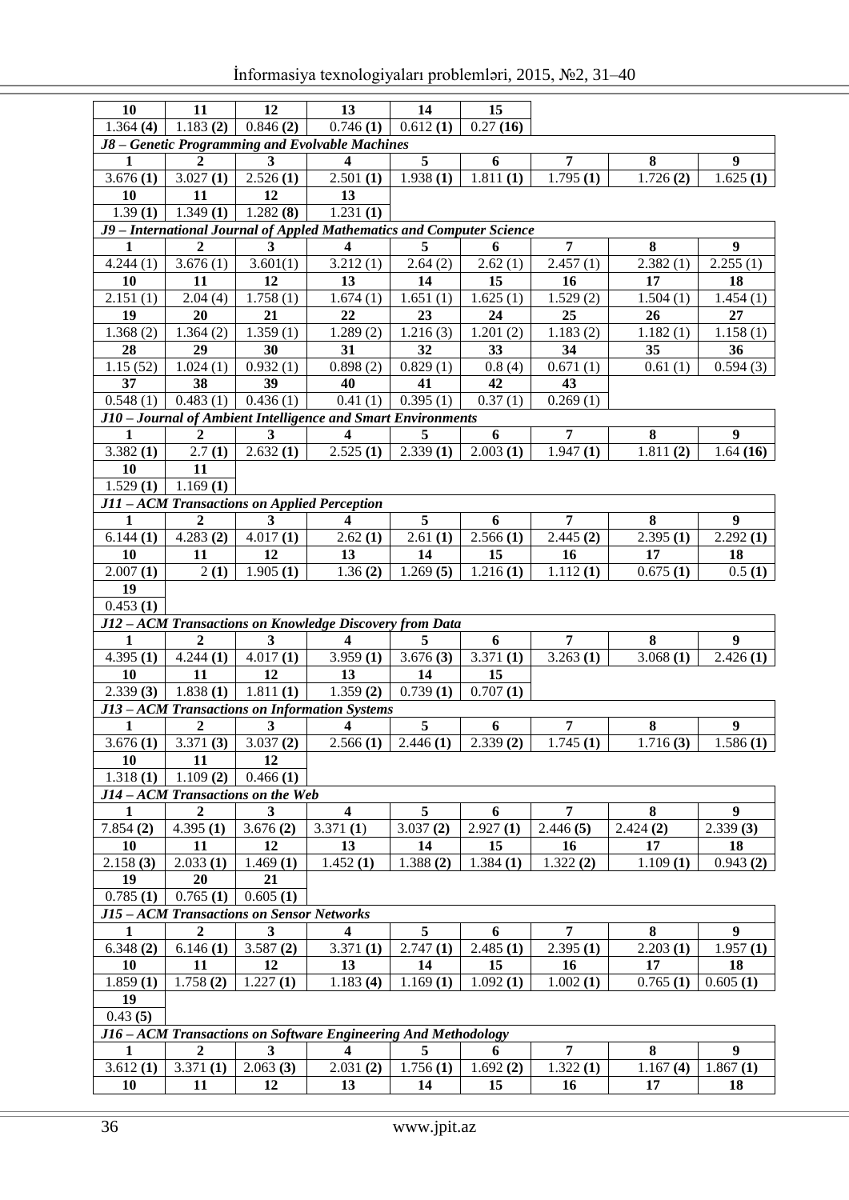| 10 | 11 | 12 | 13 | 14 | 15 | | | |
|---|---|---|---|---|---|---|---|---|
| 1.364 **(4)** | 1.183 **(2)** | 0.846 **(2)** | 0.746 **(1)** | 0.612 **(1)** | 0.27 **(16)** | | | |
| ***J8 – Genetic Programming and Evolvable Machines*** | | | | | | | | |
| **1** | **2** | **3** | **4** | **5** | **6** | **7** | **8** | **9** |
| 3.676 **(1)** | 3.027 **(1)** | 2.526 **(1)** | 2.501 **(1)** | 1.938 **(1)** | 1.811 **(1)** | 1.795 **(1)** | 1.726 **(2)** | 1.625 **(1)** |
| **10** | **11** | **12** | **13** | | | | | |
| 1.39 **(1)** | 1.349 **(1)** | 1.282 **(8)** | 1.231 **(1)** | | | | | |
| ***J9 – International Journal of Appled Mathematics and Computer Science*** | | | | | | | | |
| **1** | **2** | **3** | **4** | **5** | **6** | **7** | **8** | **9** |
| 4.244 (1) | 3.676 (1) | 3.601(1) | 3.212 (1) | 2.64 (2) | 2.62 (1) | 2.457 (1) | 2.382 (1) | 2.255 (1) |
| **10** | **11** | **12** | **13** | **14** | **15** | **16** | **17** | **18** |
| 2.151 (1) | 2.04 (4) | 1.758 (1) | 1.674 (1) | 1.651 (1) | 1.625 (1) | 1.529 (2) | 1.504 (1) | 1.454 (1) |
| **19** | **20** | **21** | **22** | **23** | **24** | **25** | **26** | **27** |
| 1.368 (2) | 1.364 (2) | 1.359 (1) | 1.289 (2) | 1.216 (3) | 1.201 (2) | 1.183 (2) | 1.182 (1) | 1.158 (1) |
| **28** | **29** | **30** | **31** | **32** | **33** | **34** | **35** | **36** |
| 1.15 (52) | 1.024 (1) | 0.932 (1) | 0.898 (2) | 0.829 (1) | 0.8 (4) | 0.671 (1) | 0.61 (1) | 0.594 (3) |
| **37** | **38** | **39** | **40** | **41** | **42** | **43** | | |
| 0.548 (1) | 0.483 (1) | 0.436 (1) | 0.41 (1) | 0.395 (1) | 0.37 (1) | 0.269 (1) | | |
| ***J10 – Journal of Ambient Intelligence and Smart Environments*** | | | | | | | | |
| **1** | **2** | **3** | **4** | **5** | **6** | **7** | **8** | **9** |
| 3.382 **(1)** | 2.7 **(1)** | 2.632 **(1)** | 2.525 **(1)** | 2.339 **(1)** | 2.003 **(1)** | 1.947 **(1)** | 1.811 **(2)** | 1.64 **(16)** |
| **10** | **11** | | | | | | | |
| 1.529 **(1)** | 1.169 **(1)** | | | | | | | |
| ***J11 – ACM Transactions on Applied Perception*** | | | | | | | | |
| **1** | **2** | **3** | **4** | **5** | **6** | **7** | **8** | **9** |
| 6.144 **(1)** | 4.283 **(2)** | 4.017 **(1)** | 2.62 **(1)** | 2.61 **(1)** | 2.566 **(1)** | 2.445 **(2)** | 2.395 **(1)** | 2.292 **(1)** |
| **10** | **11** | **12** | **13** | **14** | **15** | **16** | **17** | **18** |
| 2.007 **(1)** | 2 **(1)** | 1.905 **(1)** | 1.36 **(2)** | 1.269 **(5)** | 1.216 **(1)** | 1.112 **(1)** | 0.675 **(1)** | 0.5 **(1)** |
| **19** | | | | | | | | |
| 0.453 **(1)** | | | | | | | | |
| ***J12 – ACM Transactions on Knowledge Discovery from Data*** | | | | | | | | |
| **1** | **2** | **3** | **4** | **5** | **6** | **7** | **8** | **9** |
| 4.395 **(1)** | 4.244 **(1)** | 4.017 **(1)** | 3.959 **(1)** | 3.676 **(3)** | 3.371 **(1)** | 3.263 **(1)** | 3.068 **(1)** | 2.426 **(1)** |
| **10** | **11** | **12** | **13** | **14** | **15** | | | |
| 2.339 **(3)** | 1.838 **(1)** | 1.811 **(1)** | 1.359 **(2)** | 0.739 **(1)** | 0.707 **(1)** | | | |
| ***J13 – ACM Transactions on Information Systems*** | | | | | | | | |
| **1** | **2** | **3** | **4** | **5** | **6** | **7** | **8** | **9** |
| 3.676 **(1)** | 3.371 **(3)** | 3.037 **(2)** | 2.566 **(1)** | 2.446 **(1)** | 2.339 **(2)** | 1.745 **(1)** | 1.716 **(3)** | 1.586 **(1)** |
| **10** | **11** | **12** | | | | | | |
| 1.318 **(1)** | 1.109 **(2)** | 0.466 **(1)** | | | | | | |
| ***J14 – ACM Transactions on the Web*** | | | | | | | | |
| **1** | **2** | **3** | **4** | **5** | **6** | **7** | **8** | **9** |
| 7.854 **(2)** | 4.395 **(1)** | 3.676 **(2)** | 3.371 **(1)** | 3.037 **(2)** | 2.927 **(1)** | 2.446 **(5)** | 2.424 **(2)** | 2.339 **(3)** |
| **10** | **11** | **12** | **13** | **14** | **15** | **16** | **17** | **18** |
| 2.158 **(3)** | 2.033 **(1)** | 1.469 **(1)** | 1.452 **(1)** | 1.388 **(2)** | 1.384 **(1)** | 1.322 **(2)** | 1.109 **(1)** | 0.943 **(2)** |
| **19** | **20** | **21** | | | | | | |
| 0.785 **(1)** | 0.765 **(1)** | 0.605 **(1)** | | | | | | |
| ***J15 – ACM Transactions on Sensor Networks*** | | | | | | | | |
| **1** | **2** | **3** | **4** | **5** | **6** | **7** | **8** | **9** |
| 6.348 **(2)** | 6.146 **(1)** | 3.587 **(2)** | 3.371 **(1)** | 2.747 **(1)** | 2.485 **(1)** | 2.395 **(1)** | 2.203 **(1)** | 1.957 **(1)** |
| **10** | **11** | **12** | **13** | **14** | **15** | **16** | **17** | **18** |
| 1.859 **(1)** | 1.758 **(2)** | 1.227 **(1)** | 1.183 **(4)** | 1.169 **(1)** | 1.092 **(1)** | 1.002 **(1)** | 0.765 **(1)** | 0.605 **(1)** |
| **19** | | | | | | | | |
| 0.43 **(5)** | | | | | | | | |
| ***J16 – ACM Transactions on Software Engineering And Methodology*** | | | | | | | | |
| **1** | **2** | **3** | **4** | **5** | **6** | **7** | **8** | **9** |
| 3.612 **(1)** | 3.371 **(1)** | 2.063 **(3)** | 2.031 **(2)** | 1.756 **(1)** | 1.692 **(2)** | 1.322 **(1)** | 1.167 **(4)** | 1.867 **(1)** |
| **10** | **11** | **12** | **13** | **14** | **15** | **16** | **17** | **18** |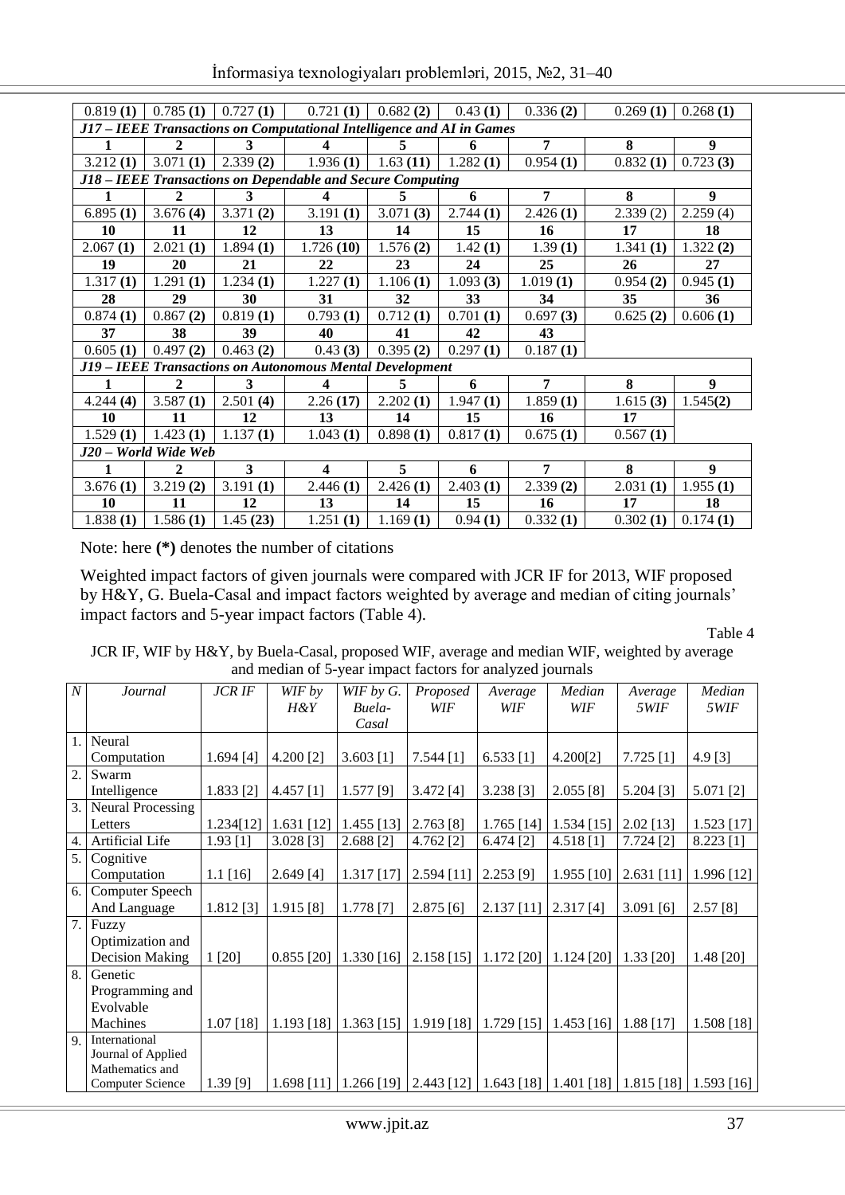| | | | | | | | | |
|---|---|---|---|---|---|---|---|---|
| 0.819 **(1)** | 0.785 **(1)** | 0.727 **(1)** | 0.721 **(1)** | 0.682 **(2)** | 0.43 **(1)** | 0.336 **(2)** | 0.269 **(1)** | 0.268 **(1)** |
| ***J17 – IEEE Transactions on Computational Intelligence and AI in Games*** | | | | | | | | |
| **1** | **2** | **3** | **4** | **5** | **6** | **7** | **8** | **9** |
| 3.212 **(1)** | 3.071 **(1)** | 2.339 **(2)** | 1.936 **(1)** | 1.63 **(11)** | 1.282 **(1)** | 0.954 **(1)** | 0.832 **(1)** | 0.723 **(3)** |
| ***J18 – IEEE Transactions on Dependable and Secure Computing*** | | | | | | | | |
| **1** | **2** | **3** | **4** | **5** | **6** | **7** | **8** | **9** |
| 6.895 **(1)** | 3.676 **(4)** | 3.371 **(2)** | 3.191 **(1)** | 3.071 **(3)** | 2.744 **(1)** | 2.426 **(1)** | 2.339 (2) | 2.259 (4) |
| **10** | **11** | **12** | **13** | **14** | **15** | **16** | **17** | **18** |
| 2.067 **(1)** | 2.021 **(1)** | 1.894 **(1)** | 1.726 **(10)** | 1.576 **(2)** | 1.42 **(1)** | 1.39 **(1)** | 1.341 **(1)** | 1.322 **(2)** |
| **19** | **20** | **21** | **22** | **23** | **24** | **25** | **26** | **27** |
| 1.317 **(1)** | 1.291 **(1)** | 1.234 **(1)** | 1.227 **(1)** | 1.106 **(1)** | 1.093 **(3)** | 1.019 **(1)** | 0.954 **(2)** | 0.945 **(1)** |
| **28** | **29** | **30** | **31** | **32** | **33** | **34** | **35** | **36** |
| 0.874 **(1)** | 0.867 **(2)** | 0.819 **(1)** | 0.793 **(1)** | 0.712 **(1)** | 0.701 **(1)** | 0.697 **(3)** | 0.625 **(2)** | 0.606 **(1)** |
| **37** | **38** | **39** | **40** | **41** | **42** | **43** | | |
| 0.605 **(1)** | 0.497 **(2)** | 0.463 **(2)** | 0.43 **(3)** | 0.395 **(2)** | 0.297 **(1)** | 0.187 **(1)** | | |
| ***J19 – IEEE Transactions on Autonomous Mental Development*** | | | | | | | | |
| **1** | **2** | **3** | **4** | **5** | **6** | **7** | **8** | **9** |
| 4.244 **(4)** | 3.587 **(1)** | 2.501 **(4)** | 2.26 **(17)** | 2.202 **(1)** | 1.947 **(1)** | 1.859 **(1)** | 1.615 **(3)** | 1.545**(2)** |
| **10** | **11** | **12** | **13** | **14** | **15** | **16** | **17** | |
| 1.529 **(1)** | 1.423 **(1)** | 1.137 **(1)** | 1.043 **(1)** | 0.898 **(1)** | 0.817 **(1)** | 0.675 **(1)** | 0.567 **(1)** | |
| ***J20 – World Wide Web*** | | | | | | | | |
| **1** | **2** | **3** | **4** | **5** | **6** | **7** | **8** | **9** |
| 3.676 **(1)** | 3.219 **(2)** | 3.191 **(1)** | 2.446 **(1)** | 2.426 **(1)** | 2.403 **(1)** | 2.339 **(2)** | 2.031 **(1)** | 1.955 **(1)** |
| **10** | **11** | **12** | **13** | **14** | **15** | **16** | **17** | **18** |
| 1.838 **(1)** | 1.586 **(1)** | 1.45 **(23)** | 1.251 **(1)** | 1.169 **(1)** | 0.94 **(1)** | 0.332 **(1)** | 0.302 **(1)** | 0.174 **(1)** |

Note: here **(\*)** denotes the number of citations

Weighted impact factors of given journals were compared with JCR IF for 2013, WIF proposed by H&Y, G. Buela-Casal and impact factors weighted by average and median of citing journals' impact factors and 5-year impact factors (Table 4).

Table 4

JCR IF, WIF by H&Y, by Buela-Casal, proposed WIF, average and median WIF, weighted by average and median of 5-year impact factors for analyzed journals

| *N* | *Journal* | *JCR IF* | *WIF by H&Y* | *WIF by G. Buela-Casal* | *Proposed WIF* | *Average WIF* | *Median WIF* | *Average 5WIF* | *Median 5WIF* |
|---|---|---|---|---|---|---|---|---|---|
| 1. | Neural Computation | 1.694 [4] | 4.200 [2] | 3.603 [1] | 7.544 [1] | 6.533 [1] | 4.200[2] | 7.725 [1] | 4.9 [3] |
| 2. | Swarm Intelligence | 1.833 [2] | 4.457 [1] | 1.577 [9] | 3.472 [4] | 3.238 [3] | 2.055 [8] | 5.204 [3] | 5.071 [2] |
| 3. | Neural Processing Letters | 1.234[12] | 1.631 [12] | 1.455 [13] | 2.763 [8] | 1.765 [14] | 1.534 [15] | 2.02 [13] | 1.523 [17] |
| 4. | Artificial Life | 1.93 [1] | 3.028 [3] | 2.688 [2] | 4.762 [2] | 6.474 [2] | 4.518 [1] | 7.724 [2] | 8.223 [1] |
| 5. | Cognitive Computation | 1.1 [16] | 2.649 [4] | 1.317 [17] | 2.594 [11] | 2.253 [9] | 1.955 [10] | 2.631 [11] | 1.996 [12] |
| 6. | Computer Speech And Language | 1.812 [3] | 1.915 [8] | 1.778 [7] | 2.875 [6] | 2.137 [11] | 2.317 [4] | 3.091 [6] | 2.57 [8] |
| 7. | Fuzzy Optimization and Decision Making | 1 [20] | 0.855 [20] | 1.330 [16] | 2.158 [15] | 1.172 [20] | 1.124 [20] | 1.33 [20] | 1.48 [20] |
| 8. | Genetic Programming and Evolvable Machines | 1.07 [18] | 1.193 [18] | 1.363 [15] | 1.919 [18] | 1.729 [15] | 1.453 [16] | 1.88 [17] | 1.508 [18] |
| 9. | International Journal of Applied Mathematics and Computer Science | 1.39 [9] | 1.698 [11] | 1.266 [19] | 2.443 [12] | 1.643 [18] | 1.401 [18] | 1.815 [18] | 1.593 [16] |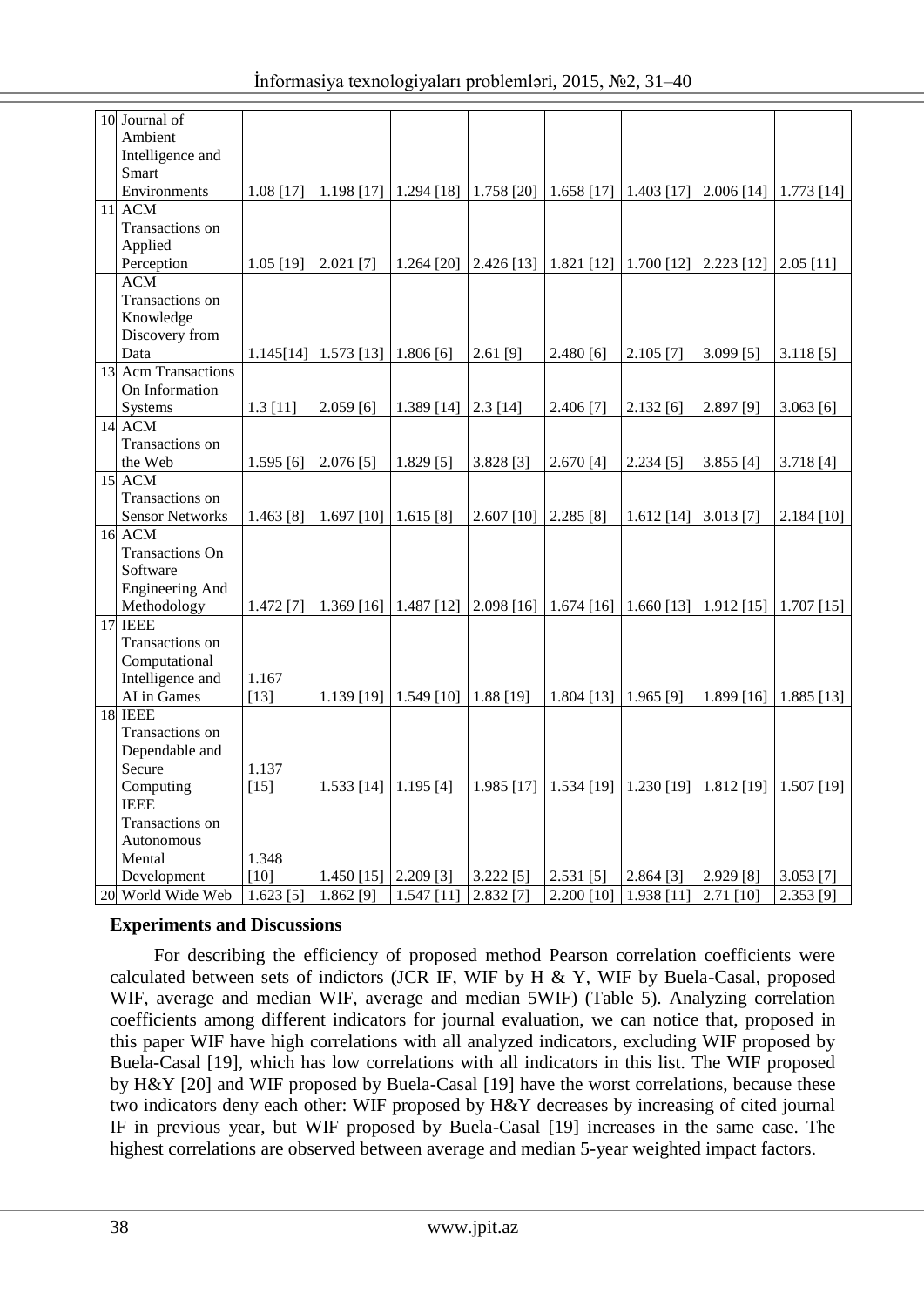| | | | | | | | | | |
|---|---|---|---|---|---|---|---|---|---|
| 10 | Journal of Ambient Intelligence and Smart Environments | 1.08 [17] | 1.198 [17] | 1.294 [18] | 1.758 [20] | 1.658 [17] | 1.403 [17] | 2.006 [14] | 1.773 [14] |
| 11 | ACM Transactions on Applied Perception | 1.05 [19] | 2.021 [7] | 1.264 [20] | 2.426 [13] | 1.821 [12] | 1.700 [12] | 2.223 [12] | 2.05 [11] |
| | ACM Transactions on Knowledge Discovery from Data | 1.145[14] | 1.573 [13] | 1.806 [6] | 2.61 [9] | 2.480 [6] | 2.105 [7] | 3.099 [5] | 3.118 [5] |
| 13 | Acm Transactions On Information Systems | 1.3 [11] | 2.059 [6] | 1.389 [14] | 2.3 [14] | 2.406 [7] | 2.132 [6] | 2.897 [9] | 3.063 [6] |
| 14 | ACM Transactions on the Web | 1.595 [6] | 2.076 [5] | 1.829 [5] | 3.828 [3] | 2.670 [4] | 2.234 [5] | 3.855 [4] | 3.718 [4] |
| 15 | ACM Transactions on Sensor Networks | 1.463 [8] | 1.697 [10] | 1.615 [8] | 2.607 [10] | 2.285 [8] | 1.612 [14] | 3.013 [7] | 2.184 [10] |
| 16 | ACM Transactions On Software Engineering And Methodology | 1.472 [7] | 1.369 [16] | 1.487 [12] | 2.098 [16] | 1.674 [16] | 1.660 [13] | 1.912 [15] | 1.707 [15] |
| 17 | IEEE Transactions on Computational Intelligence and AI in Games | 1.167 [13] | 1.139 [19] | 1.549 [10] | 1.88 [19] | 1.804 [13] | 1.965 [9] | 1.899 [16] | 1.885 [13] |
| 18 | IEEE Transactions on Dependable and Secure Computing | 1.137 [15] | 1.533 [14] | 1.195 [4] | 1.985 [17] | 1.534 [19] | 1.230 [19] | 1.812 [19] | 1.507 [19] |
| | IEEE Transactions on Autonomous Mental Development | 1.348 [10] | 1.450 [15] | 2.209 [3] | 3.222 [5] | 2.531 [5] | 2.864 [3] | 2.929 [8] | 3.053 [7] |
| 20 | World Wide Web | 1.623 [5] | 1.862 [9] | 1.547 [11] | 2.832 [7] | 2.200 [10] | 1.938 [11] | 2.71 [10] | 2.353 [9] |

**Experiments and Discussions**

For describing the efficiency of proposed method Pearson correlation coefficients were calculated between sets of indictors (JCR IF, WIF by H & Y, WIF by Buela-Casal, proposed WIF, average and median WIF, average and median 5WIF) (Table 5). Analyzing correlation coefficients among different indicators for journal evaluation, we can notice that, proposed in this paper WIF have high correlations with all analyzed indicators, excluding WIF proposed by Buela-Casal [19], which has low correlations with all indicators in this list. The WIF proposed by H&Y [20] and WIF proposed by Buela-Casal [19] have the worst correlations, because these two indicators deny each other: WIF proposed by H&Y decreases by increasing of cited journal IF in previous year, but WIF proposed by Buela-Casal [19] increases in the same case. The highest correlations are observed between average and median 5-year weighted impact factors.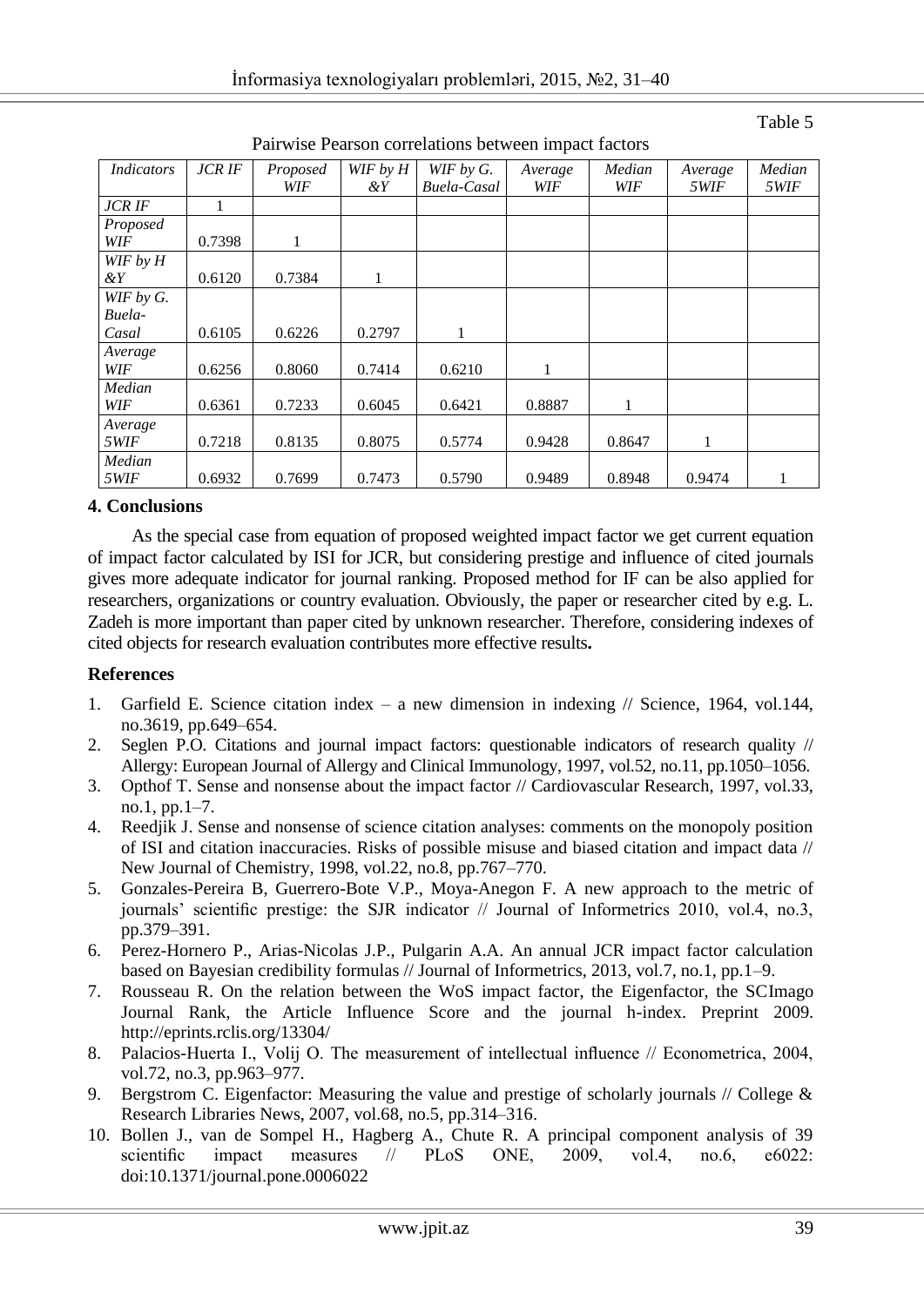Table 5

Pairwise Pearson correlations between impact factors

| *Indicators* | *JCR IF* | *Proposed WIF* | *WIF by H &Y* | *WIF by G. Buela-Casal* | *Average WIF* | *Median WIF* | *Average 5WIF* | *Median 5WIF* |
|---|---|---|---|---|---|---|---|---|
| *JCR IF* | 1 | | | | | | | |
| *Proposed WIF* | 0.7398 | 1 | | | | | | |
| *WIF by H &Y* | 0.6120 | 0.7384 | 1 | | | | | |
| *WIF by G. Buela-Casal* | 0.6105 | 0.6226 | 0.2797 | 1 | | | | |
| *Average WIF* | 0.6256 | 0.8060 | 0.7414 | 0.6210 | 1 | | | |
| *Median WIF* | 0.6361 | 0.7233 | 0.6045 | 0.6421 | 0.8887 | 1 | | |
| *Average 5WIF* | 0.7218 | 0.8135 | 0.8075 | 0.5774 | 0.9428 | 0.8647 | 1 | |
| *Median 5WIF* | 0.6932 | 0.7699 | 0.7473 | 0.5790 | 0.9489 | 0.8948 | 0.9474 | 1 |

## 4. Conclusions

As the special case from equation of proposed weighted impact factor we get current equation of impact factor calculated by ISI for JCR, but considering prestige and influence of cited journals gives more adequate indicator for journal ranking. Proposed method for IF can be also applied for researchers, organizations or country evaluation. Obviously, the paper or researcher cited by e.g. L. Zadeh is more important than paper cited by unknown researcher. Therefore, considering indexes of cited objects for research evaluation contributes more effective results**.**

## References

1. Garfield E. Science citation index – a new dimension in indexing // Science, 1964, vol.144, no.3619, pp.649–654.
2. Seglen P.O. Citations and journal impact factors: questionable indicators of research quality // Allergy: European Journal of Allergy and Clinical Immunology, 1997, vol.52, no.11, pp.1050–1056.
3. Opthof T. Sense and nonsense about the impact factor // Cardiovascular Research, 1997, vol.33, no.1, pp.1–7.
4. Reedjik J. Sense and nonsense of science citation analyses: comments on the monopoly position of ISI and citation inaccuracies. Risks of possible misuse and biased citation and impact data // New Journal of Chemistry, 1998, vol.22, no.8, pp.767–770.
5. Gonzales-Pereira B, Guerrero-Bote V.P., Moya-Anegon F. A new approach to the metric of journals' scientific prestige: the SJR indicator // Journal of Informetrics 2010, vol.4, no.3, pp.379–391.
6. Perez-Hornero P., Arias-Nicolas J.P., Pulgarin A.A. An annual JCR impact factor calculation based on Bayesian credibility formulas // Journal of Informetrics, 2013, vol.7, no.1, pp.1–9.
7. Rousseau R. On the relation between the WoS impact factor, the Eigenfactor, the SCImago Journal Rank, the Article Influence Score and the journal h-index. Preprint 2009. http://eprints.rclis.org/13304/
8. Palacios-Huerta I., Volij O. The measurement of intellectual influence // Econometrica, 2004, vol.72, no.3, pp.963–977.
9. Bergstrom C. Eigenfactor: Measuring the value and prestige of scholarly journals // College & Research Libraries News, 2007, vol.68, no.5, pp.314–316.
10. Bollen J., van de Sompel H., Hagberg A., Chute R. A principal component analysis of 39 scientific impact measures // PLoS ONE, 2009, vol.4, no.6, e6022: doi:10.1371/journal.pone.0006022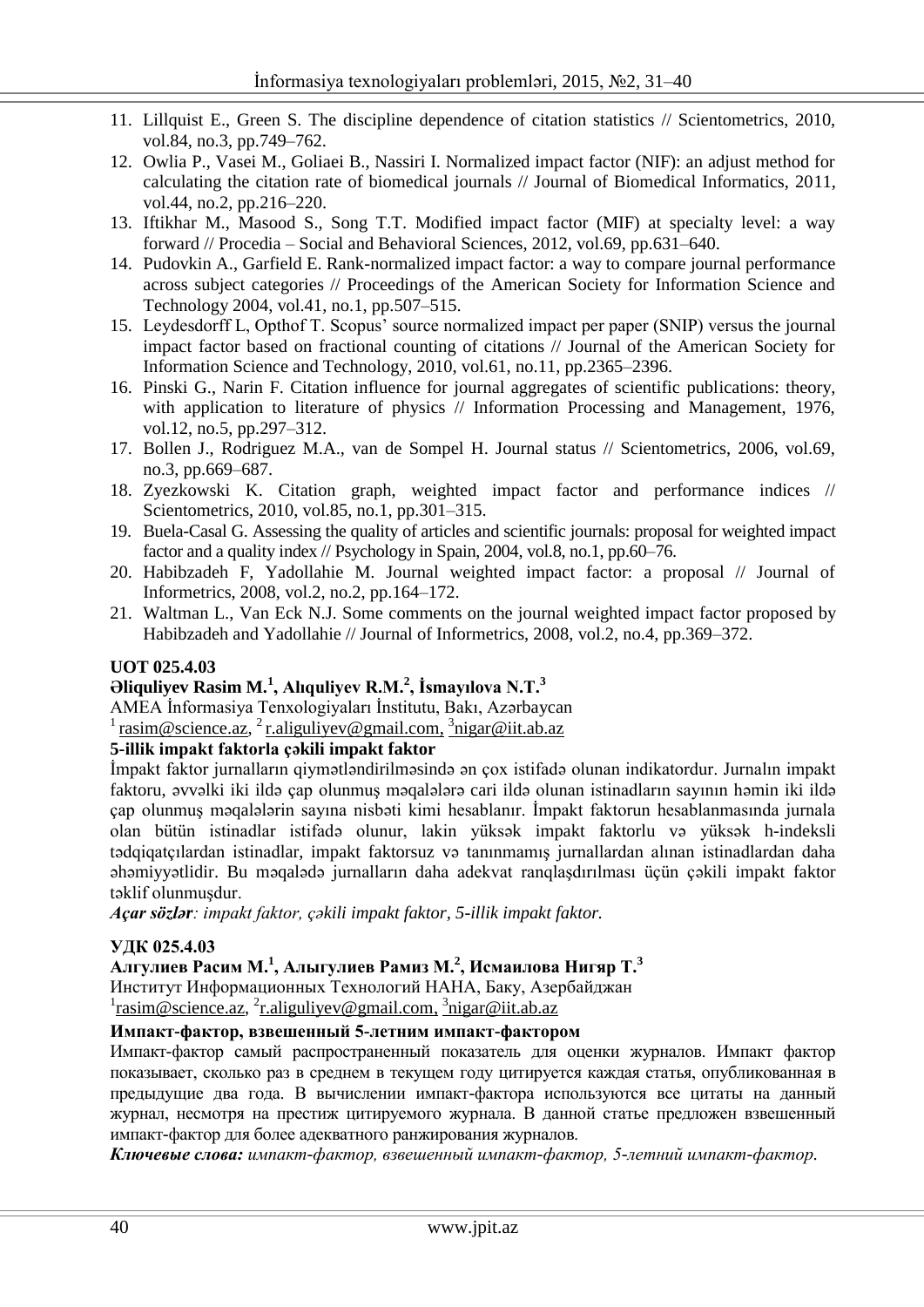11. Lillquist E., Green S. The discipline dependence of citation statistics // Scientometrics, 2010, vol.84, no.3, pp.749–762.
12. Owlia P., Vasei M., Goliaei B., Nassiri I. Normalized impact factor (NIF): an adjust method for calculating the citation rate of biomedical journals // Journal of Biomedical Informatics, 2011, vol.44, no.2, pp.216–220.
13. Iftikhar M., Masood S., Song T.T. Modified impact factor (MIF) at specialty level: a way forward // Procedia – Social and Behavioral Sciences, 2012, vol.69, pp.631–640.
14. Pudovkin A., Garfield E. Rank-normalized impact factor: a way to compare journal performance across subject categories // Proceedings of the American Society for Information Science and Technology 2004, vol.41, no.1, pp.507–515.
15. Leydesdorff L, Opthof T. Scopus' source normalized impact per paper (SNIP) versus the journal impact factor based on fractional counting of citations // Journal of the American Society for Information Science and Technology, 2010, vol.61, no.11, pp.2365–2396.
16. Pinski G., Narin F. Citation influence for journal aggregates of scientific publications: theory, with application to literature of physics // Information Processing and Management, 1976, vol.12, no.5, pp.297–312.
17. Bollen J., Rodriguez M.A., van de Sompel H. Journal status // Scientometrics, 2006, vol.69, no.3, pp.669–687.
18. Zyezkowski K. Citation graph, weighted impact factor and performance indices // Scientometrics, 2010, vol.85, no.1, pp.301–315.
19. Buela-Casal G. Assessing the quality of articles and scientific journals: proposal for weighted impact factor and a quality index // Psychology in Spain, 2004, vol.8, no.1, pp.60–76.
20. Habibzadeh F, Yadollahie M. Journal weighted impact factor: a proposal // Journal of Informetrics, 2008, vol.2, no.2, pp.164–172.
21. Waltman L., Van Eck N.J. Some comments on the journal weighted impact factor proposed by Habibzadeh and Yadollahie // Journal of Informetrics, 2008, vol.2, no.4, pp.369–372.

**UOT 025.4.03**

**Əliquliyev Rasim M.[1], Alıquliyev R.M.[2], İsmayılova N.T.[3]**

AMEA İnformasiya Texnologiyaları İnstitutu, Bakı, Azərbaycan

[1] rasim@science.az, [2] r.aliguliyev@gmail.com, [3] nigar@iit.ab.az

**5-illik impakt faktorla çəkili impakt faktor**

İmpakt faktor jurnalların qiymətləndirilməsində ən çox istifadə olunan indikatordur. Jurnalın impakt faktoru, əvvəlki iki ildə çap olunmuş məqalələrə cari ildə olunan istinadların sayının həmin iki ildə çap olunmuş məqalələrin sayına nisbəti kimi hesablanır. İmpakt faktorun hesablanmasında jurnala olan bütün istinadlar istifadə olunur, lakin yüksək impakt faktorlu və yüksək h-indeksli tədqiqatçılardan istinadlar, impakt faktorsuz və tanınmamış jurnallardan alınan istinadlardan daha əhəmiyyətlidir. Bu məqalədə jurnalların daha adekvat ranqlaşdırılması üçün çəkili impakt faktor təklif olunmuşdur.

***Açar sözlər**: impakt faktor, çəkili impakt faktor, 5-illik impakt faktor.*

**УДК 025.4.03**

**Алгулиев Расим М.[1], Алыгулиев Рамиз М.[2], Исмаилова Нигяр Т.[3]**

Институт Информационных Технологий НАНА, Баку, Азербайджан

[1] rasim@science.az, [2] r.aliguliyev@gmail.com, [3] nigar@iit.ab.az

**Импакт-фактор, взвешенный 5-летним импакт-фактором**

Импакт-фактор самый распространенный показатель для оценки журналов. Импакт фактор показывает, сколько раз в среднем в текущем году цитируется каждая статья, опубликованная в предыдущие два года. В вычислении импакт-фактора используются все цитаты на данный журнал, несмотря на престиж цитируемого журнала. В данной статье предложен взвешенный импакт-фактор для более адекватного ранжирования журналов.

***Ключевые слова:** импакт-фактор, взвешенный импакт-фактор, 5-летний импакт-фактор.*